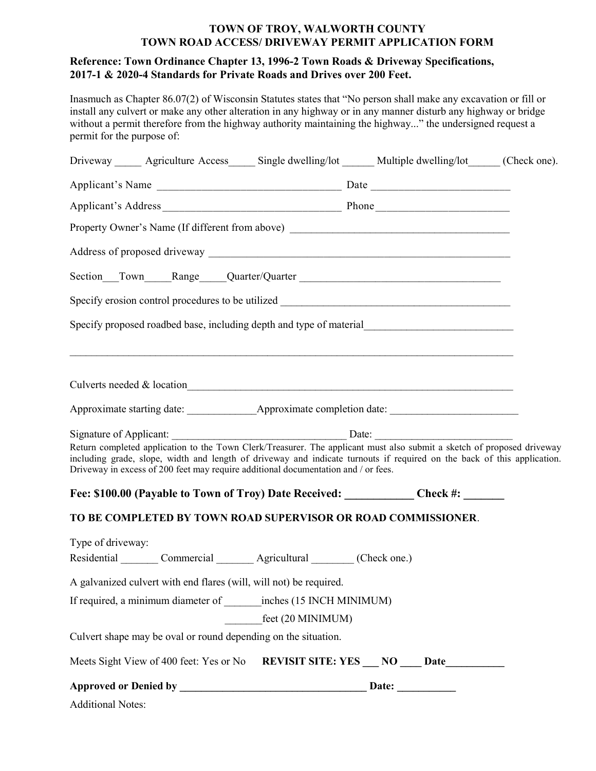# TOWN OF TROY, WALWORTH COUNTY
# TOWN ROAD ACCESS/ DRIVEWAY PERMIT APPLICATION FORM

**Reference: Town Ordinance Chapter 13, 1996-2 Town Roads & Driveway Specifications, 2017-1 & 2020-4 Standards for Private Roads and Drives over 200 Feet.**

Inasmuch as Chapter 86.07(2) of Wisconsin Statutes states that "No person shall make any excavation or fill or install any culvert or make any other alteration in any highway or in any manner disturb any highway or bridge without a permit therefore from the highway authority maintaining the highway..." the undersigned request a permit for the purpose of:

Driveway _____ Agriculture Access_____ Single dwelling/lot ______ Multiple dwelling/lot______ (Check one).

Applicant's Name __________________________________ Date _________________________

Applicant's Address________________________________ Phone________________________

Property Owner's Name (If different from above) ________________________________________

Address of proposed driveway _________________________________________________________

Section___Town_____Range_____Quarter/Quarter _____________________________________

Specify erosion control procedures to be utilized __________________________________________

Specify proposed roadbed base, including depth and type of material___________________________

_______________________________________________________________________________

Culverts needed & location_____________________________________________________________

Approximate starting date: _____________Approximate completion date: ________________________

Signature of Applicant: _________________________________ Date: _________________________

Return completed application to the Town Clerk/Treasurer. The applicant must also submit a sketch of proposed driveway including grade, slope, width and length of driveway and indicate turnouts if required on the back of this application. Driveway in excess of 200 feet may require additional documentation and / or fees.

**Fee: $100.00 (Payable to Town of Troy) Date Received: ____________ Check #: _______**

**TO BE COMPLETED BY TOWN ROAD SUPERVISOR OR ROAD COMMISSIONER**.

Type of driveway:

Residential _______ Commercial _______ Agricultural ________ (Check one.)

A galvanized culvert with end flares (will, will not) be required.

If required, a minimum diameter of _______inches (15 INCH MINIMUM)

_______feet (20 MINIMUM)

Culvert shape may be oval or round depending on the situation.

Meets Sight View of 400 feet: Yes or No **REVISIT SITE: YES ___ NO ____ Date___________**

**Approved or Denied by ___________________________________ Date: ___________**

Additional Notes: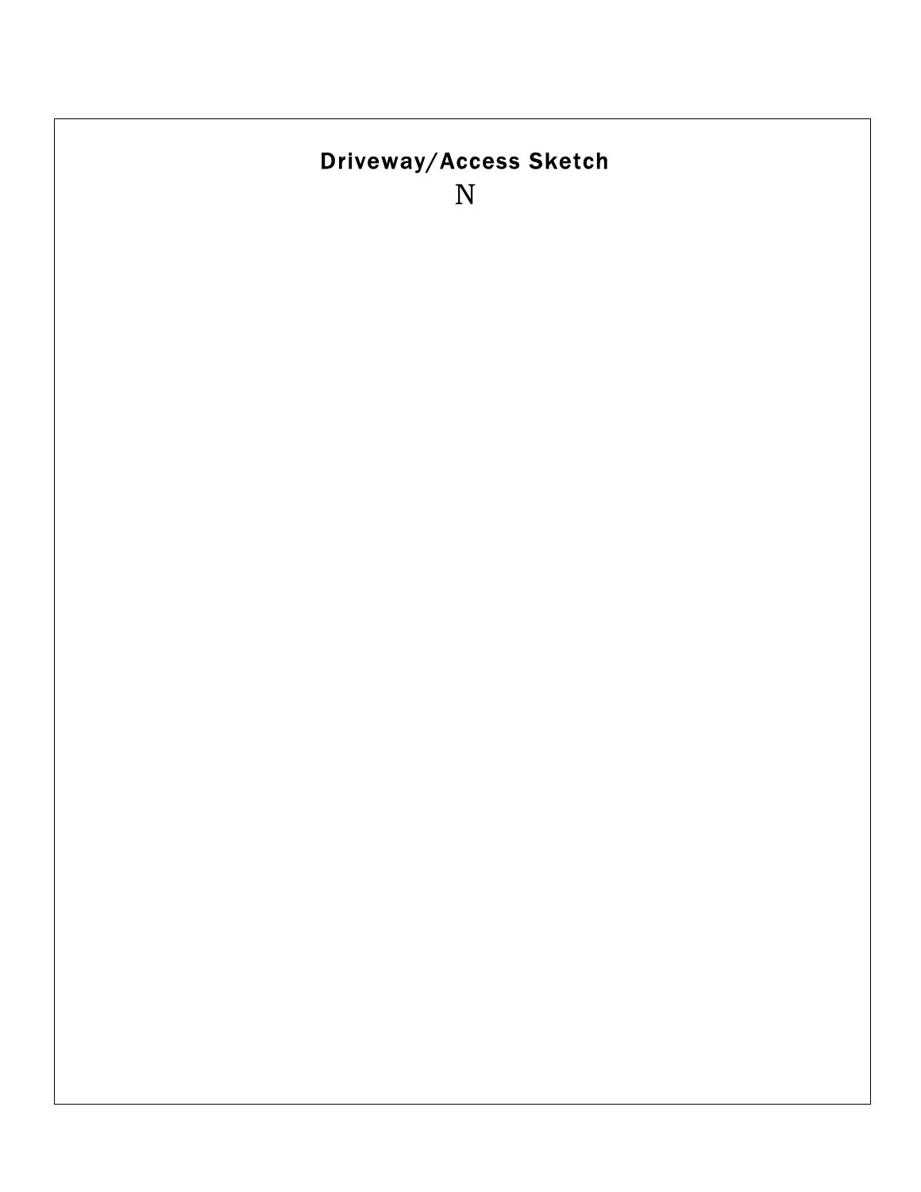## Driveway/Access Sketch

N